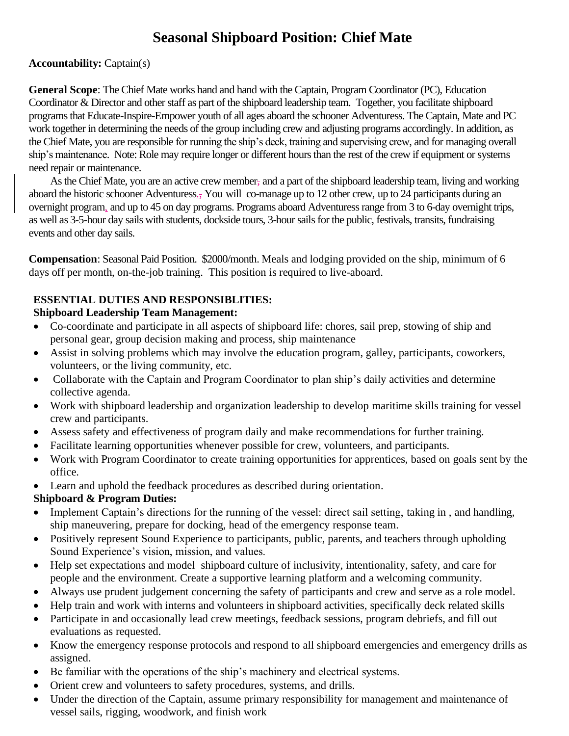# Seasonal Shipboard Position: Chief Mate

**Accountability:** Captain(s)

**General Scope**: The Chief Mate works hand and hand with the Captain, Program Coordinator (PC), Education Coordinator & Director and other staff as part of the shipboard leadership team. Together, you facilitate shipboard programs that Educate-Inspire-Empower youth of all ages aboard the schooner Adventuress. The Captain, Mate and PC work together in determining the needs of the group including crew and adjusting programs accordingly. In addition, as the Chief Mate, you are responsible for running the ship's deck, training and supervising crew, and for managing overall ship's maintenance. Note: Role may require longer or different hours than the rest of the crew if equipment or systems need repair or maintenance.

As the Chief Mate, you are an active crew member and a part of the shipboard leadership team, living and working aboard the historic schooner Adventuress. You will co-manage up to 12 other crew, up to 24 participants during an overnight program, and up to 45 on day programs. Programs aboard Adventuress range from 3 to 6-day overnight trips, as well as 3-5-hour day sails with students, dockside tours, 3-hour sails for the public, festivals, transits, fundraising events and other day sails.

**Compensation**: Seasonal Paid Position. $2000/month. Meals and lodging provided on the ship, minimum of 6 days off per month, on-the-job training. This position is required to live-aboard.

**ESSENTIAL DUTIES AND RESPONSIBLITIES:**

**Shipboard Leadership Team Management:**

- Co-coordinate and participate in all aspects of shipboard life: chores, sail prep, stowing of ship and personal gear, group decision making and process, ship maintenance
- Assist in solving problems which may involve the education program, galley, participants, coworkers, volunteers, or the living community, etc.
- Collaborate with the Captain and Program Coordinator to plan ship's daily activities and determine collective agenda.
- Work with shipboard leadership and organization leadership to develop maritime skills training for vessel crew and participants.
- Assess safety and effectiveness of program daily and make recommendations for further training.
- Facilitate learning opportunities whenever possible for crew, volunteers, and participants.
- Work with Program Coordinator to create training opportunities for apprentices, based on goals sent by the office.
- Learn and uphold the feedback procedures as described during orientation.

**Shipboard & Program Duties:**

- Implement Captain's directions for the running of the vessel: direct sail setting, taking in , and handling, ship maneuvering, prepare for docking, head of the emergency response team.
- Positively represent Sound Experience to participants, public, parents, and teachers through upholding Sound Experience's vision, mission, and values.
- Help set expectations and model shipboard culture of inclusivity, intentionality, safety, and care for people and the environment. Create a supportive learning platform and a welcoming community.
- Always use prudent judgement concerning the safety of participants and crew and serve as a role model.
- Help train and work with interns and volunteers in shipboard activities, specifically deck related skills
- Participate in and occasionally lead crew meetings, feedback sessions, program debriefs, and fill out evaluations as requested.
- Know the emergency response protocols and respond to all shipboard emergencies and emergency drills as assigned.
- Be familiar with the operations of the ship's machinery and electrical systems.
- Orient crew and volunteers to safety procedures, systems, and drills.
- Under the direction of the Captain, assume primary responsibility for management and maintenance of vessel sails, rigging, woodwork, and finish work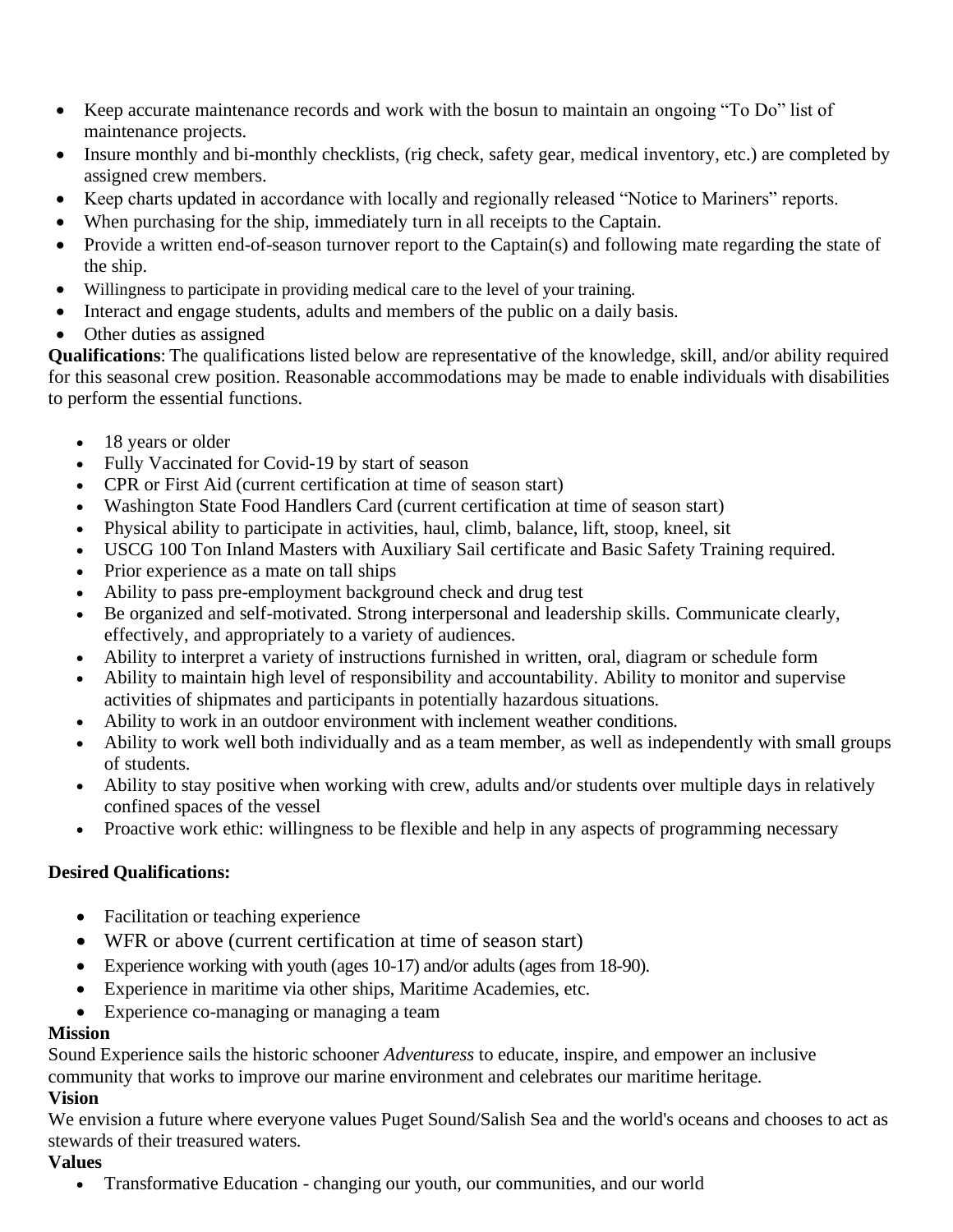- Keep accurate maintenance records and work with the bosun to maintain an ongoing "To Do" list of maintenance projects.
- Insure monthly and bi-monthly checklists, (rig check, safety gear, medical inventory, etc.) are completed by assigned crew members.
- Keep charts updated in accordance with locally and regionally released "Notice to Mariners" reports.
- When purchasing for the ship, immediately turn in all receipts to the Captain.
- Provide a written end-of-season turnover report to the Captain(s) and following mate regarding the state of the ship.
- Willingness to participate in providing medical care to the level of your training.
- Interact and engage students, adults and members of the public on a daily basis.
- Other duties as assigned

**Qualifications**: The qualifications listed below are representative of the knowledge, skill, and/or ability required for this seasonal crew position. Reasonable accommodations may be made to enable individuals with disabilities to perform the essential functions.

- 18 years or older
- Fully Vaccinated for Covid-19 by start of season
- CPR or First Aid (current certification at time of season start)
- Washington State Food Handlers Card (current certification at time of season start)
- Physical ability to participate in activities, haul, climb, balance, lift, stoop, kneel, sit
- USCG 100 Ton Inland Masters with Auxiliary Sail certificate and Basic Safety Training required.
- Prior experience as a mate on tall ships
- Ability to pass pre-employment background check and drug test
- Be organized and self-motivated. Strong interpersonal and leadership skills. Communicate clearly, effectively, and appropriately to a variety of audiences.
- Ability to interpret a variety of instructions furnished in written, oral, diagram or schedule form
- Ability to maintain high level of responsibility and accountability. Ability to monitor and supervise activities of shipmates and participants in potentially hazardous situations.
- Ability to work in an outdoor environment with inclement weather conditions.
- Ability to work well both individually and as a team member, as well as independently with small groups of students.
- Ability to stay positive when working with crew, adults and/or students over multiple days in relatively confined spaces of the vessel
- Proactive work ethic: willingness to be flexible and help in any aspects of programming necessary

**Desired Qualifications:**

- Facilitation or teaching experience
- WFR or above (current certification at time of season start)
- Experience working with youth (ages 10-17) and/or adults (ages from 18-90).
- Experience in maritime via other ships, Maritime Academies, etc.
- Experience co-managing or managing a team

**Mission**

Sound Experience sails the historic schooner *Adventuress* to educate, inspire, and empower an inclusive community that works to improve our marine environment and celebrates our maritime heritage.

**Vision**

We envision a future where everyone values Puget Sound/Salish Sea and the world's oceans and chooses to act as stewards of their treasured waters.

**Values**

- Transformative Education - changing our youth, our communities, and our world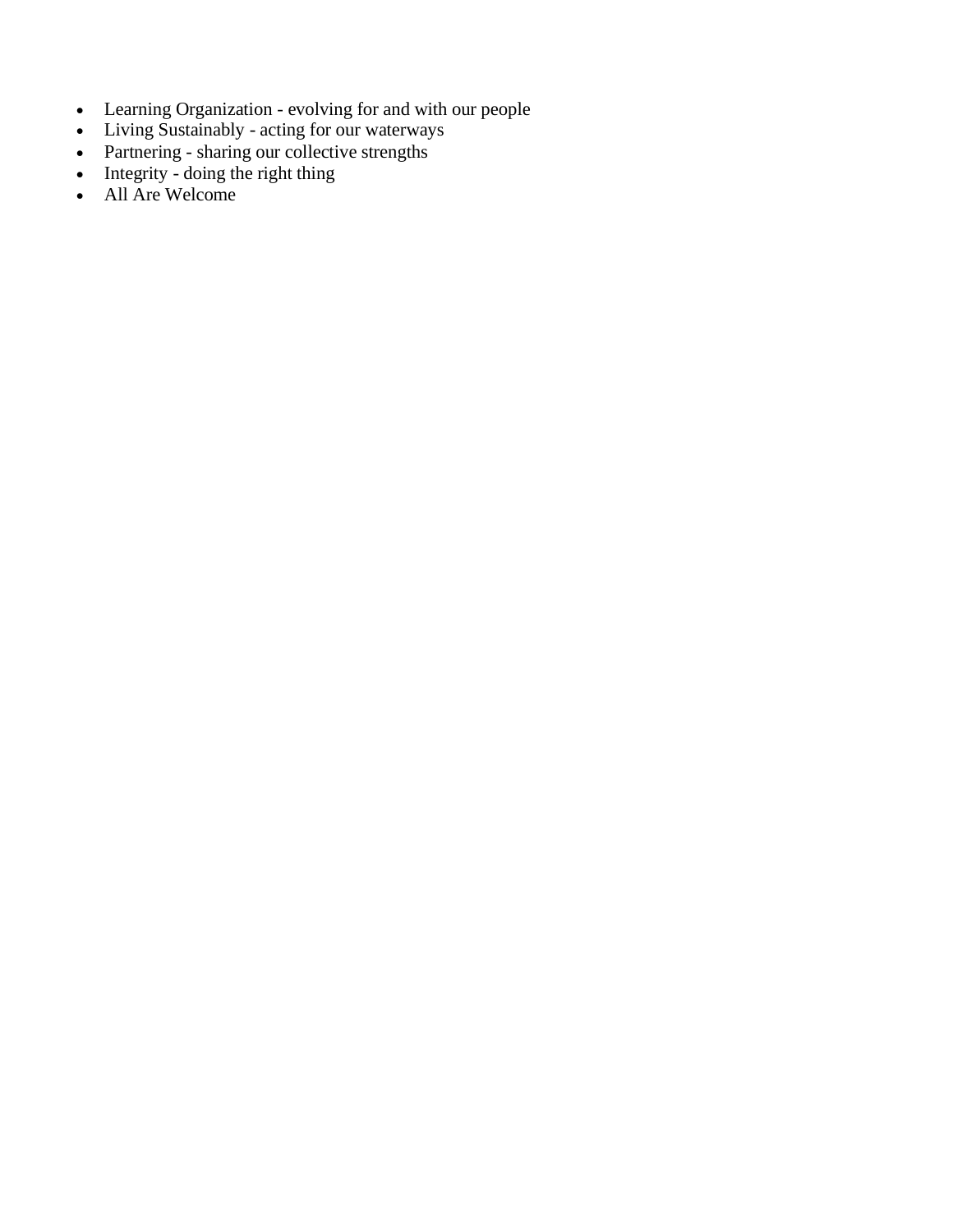- Learning Organization - evolving for and with our people
- Living Sustainably - acting for our waterways
- Partnering - sharing our collective strengths
- Integrity - doing the right thing
- All Are Welcome